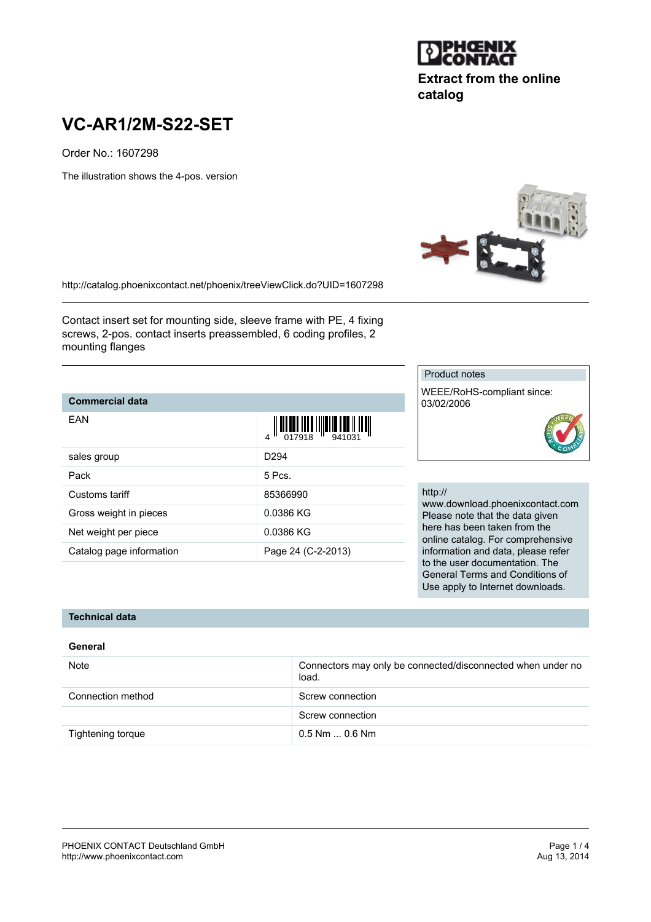Extract from the online catalog

# VC-AR1/2M-S22-SET

Order No.: 1607298

The illustration shows the 4-pos. version

http://catalog.phoenixcontact.net/phoenix/treeViewClick.do?UID=1607298

Contact insert set for mounting side, sleeve frame with PE, 4 fixing screws, 2-pos. contact inserts preassembled, 6 coding profiles, 2 mounting flanges

| Commercial data | |
|---|---|
| EAN | 4 017918 941031 |
| sales group | D294 |
| Pack | 5 Pcs. |
| Customs tariff | 85366990 |
| Gross weight in pieces | 0.0386 KG |
| Net weight per piece | 0.0386 KG |
| Catalog page information | Page 24 (C-2-2013) |

**Product notes**

WEEE/RoHS-compliant since: 03/02/2006

http://www.download.phoenixcontact.com
Please note that the data given here has been taken from the online catalog. For comprehensive information and data, please refer to the user documentation. The General Terms and Conditions of Use apply to Internet downloads.

## Technical data

### General

| | |
|---|---|
| Note | Connectors may only be connected/disconnected when under no load. |
| Connection method | Screw connection |
| | Screw connection |
| Tightening torque | 0.5 Nm ... 0.6 Nm |

PHOENIX CONTACT Deutschland GmbH
http://www.phoenixcontact.com

Aug 13, 2014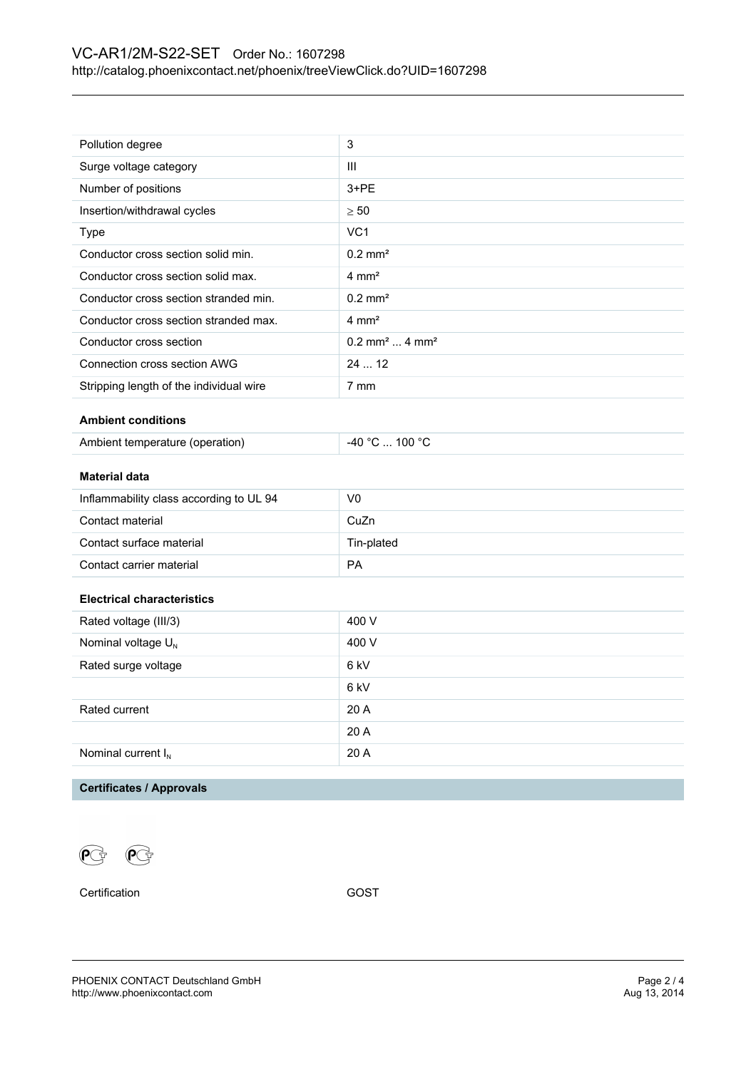| | |
|---|---|
| Pollution degree | 3 |
| Surge voltage category | III |
| Number of positions | 3+PE |
| Insertion/withdrawal cycles | ≥ 50 |
| Type | VC1 |
| Conductor cross section solid min. | 0.2 mm² |
| Conductor cross section solid max. | 4 mm² |
| Conductor cross section stranded min. | 0.2 mm² |
| Conductor cross section stranded max. | 4 mm² |
| Conductor cross section | 0.2 mm² ... 4 mm² |
| Connection cross section AWG | 24 ... 12 |
| Stripping length of the individual wire | 7 mm |

**Ambient conditions**

| | |
|---|---|
| Ambient temperature (operation) | -40 °C ... 100 °C |

**Material data**

| | |
|---|---|
| Inflammability class according to UL 94 | V0 |
| Contact material | CuZn |
| Contact surface material | Tin-plated |
| Contact carrier material | PA |

**Electrical characteristics**

| | |
|---|---|
| Rated voltage (III/3) | 400 V |
| Nominal voltage $U_N$ | 400 V |
| Rated surge voltage | 6 kV |
| | 6 kV |
| Rated current | 20 A |
| | 20 A |
| Nominal current $I_N$ | 20 A |

## Certificates / Approvals

| | |
|---|---|
| Certification | GOST |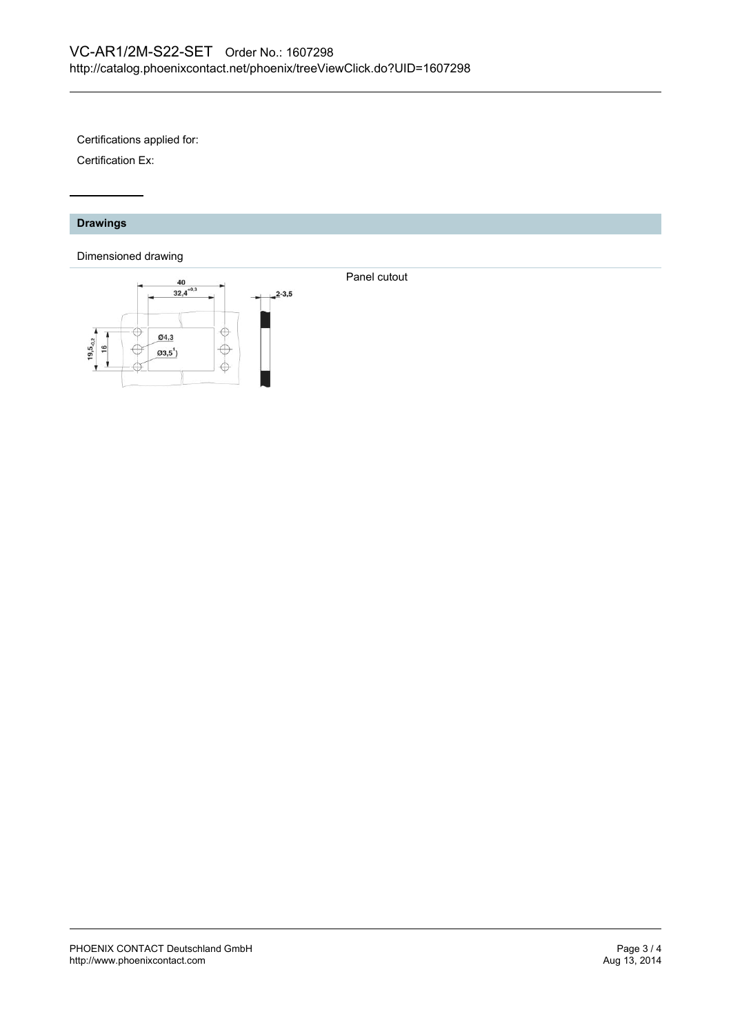Certifications applied for:

Certification Ex:

## Drawings

Dimensioned drawing

Panel cutout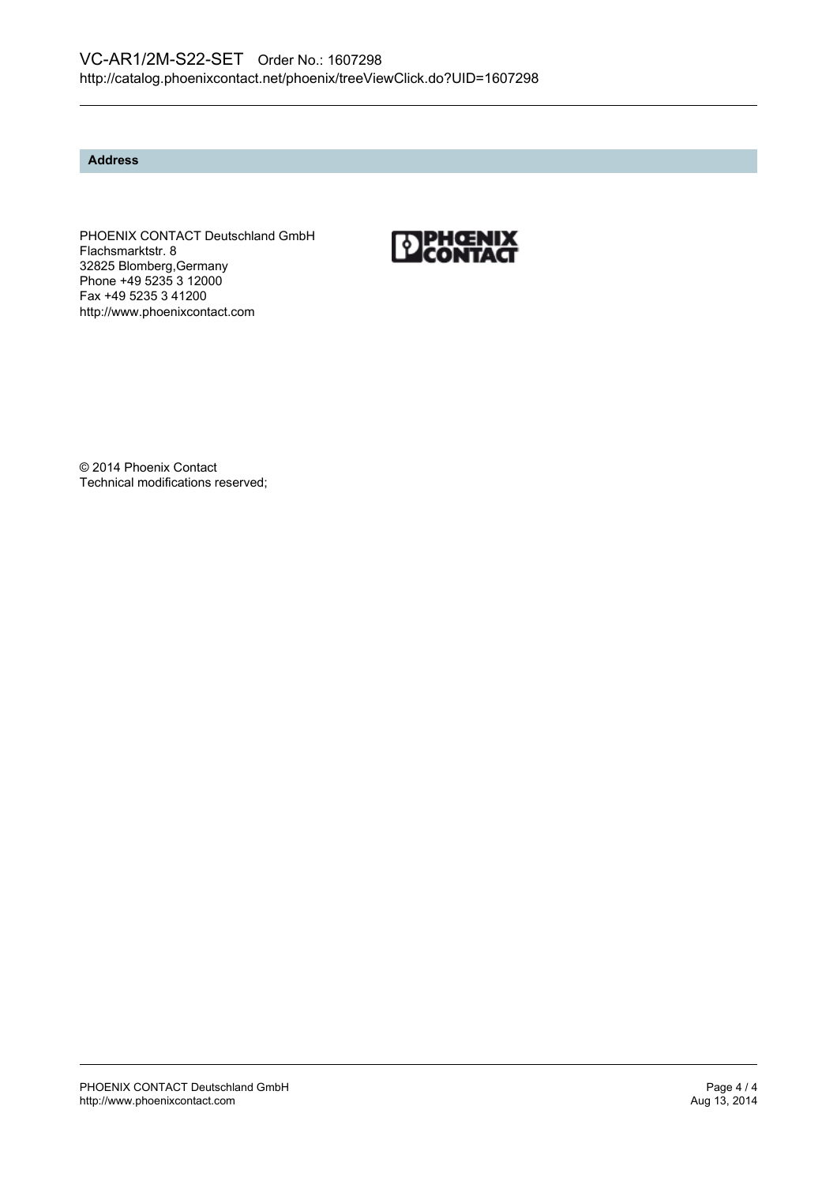## Address

PHOENIX CONTACT Deutschland GmbH
Flachsmarktstr. 8
32825 Blomberg,Germany
Phone +49 5235 3 12000
Fax +49 5235 3 41200
http://www.phoenixcontact.com

© 2014 Phoenix Contact
Technical modifications reserved;